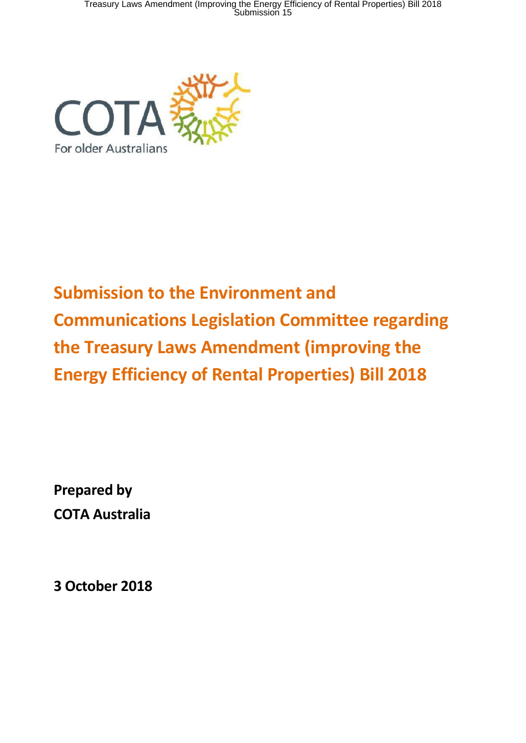COTA

For older Australians

# Submission to the Environment and Communications Legislation Committee regarding the Treasury Laws Amendment (improving the Energy Efficiency of Rental Properties) Bill 2018

**Prepared by**
**COTA Australia**

**3 October 2018**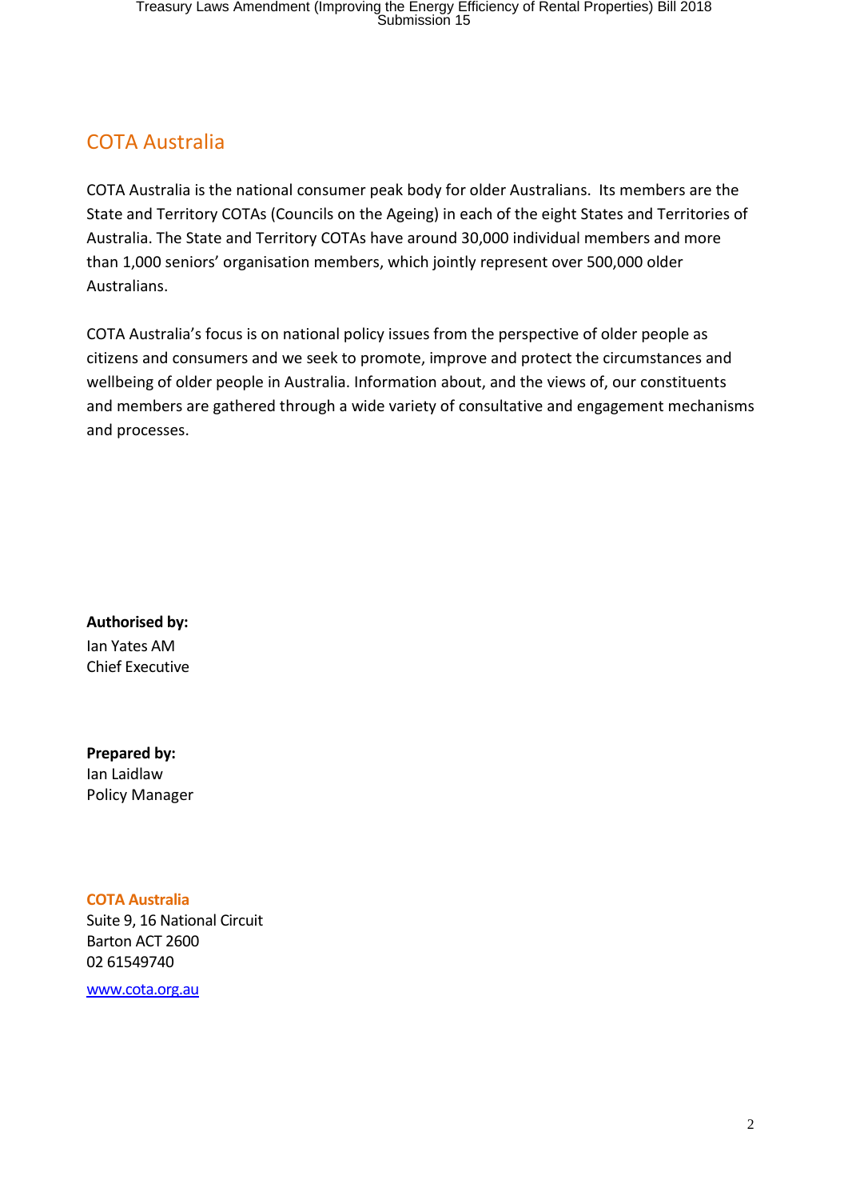## COTA Australia

COTA Australia is the national consumer peak body for older Australians. Its members are the State and Territory COTAs (Councils on the Ageing) in each of the eight States and Territories of Australia. The State and Territory COTAs have around 30,000 individual members and more than 1,000 seniors' organisation members, which jointly represent over 500,000 older Australians.

COTA Australia's focus is on national policy issues from the perspective of older people as citizens and consumers and we seek to promote, improve and protect the circumstances and wellbeing of older people in Australia. Information about, and the views of, our constituents and members are gathered through a wide variety of consultative and engagement mechanisms and processes.

**Authorised by:**
Ian Yates AM
Chief Executive

**Prepared by:**
Ian Laidlaw
Policy Manager

**COTA Australia**
Suite 9, 16 National Circuit
Barton ACT 2600
02 61549740

[www.cota.org.au](http://www.cota.org.au)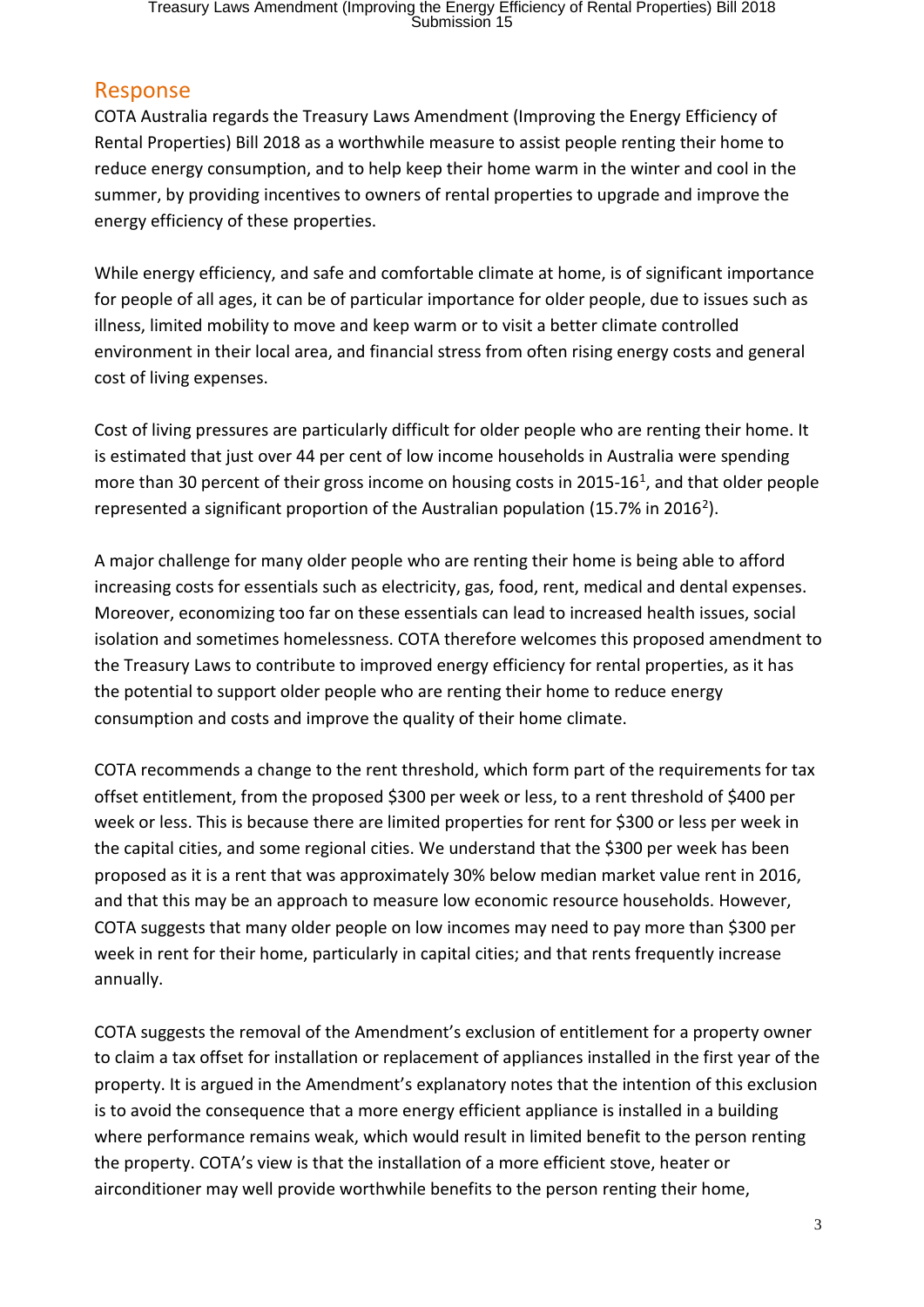## Response

COTA Australia regards the Treasury Laws Amendment (Improving the Energy Efficiency of Rental Properties) Bill 2018 as a worthwhile measure to assist people renting their home to reduce energy consumption, and to help keep their home warm in the winter and cool in the summer, by providing incentives to owners of rental properties to upgrade and improve the energy efficiency of these properties.

While energy efficiency, and safe and comfortable climate at home, is of significant importance for people of all ages, it can be of particular importance for older people, due to issues such as illness, limited mobility to move and keep warm or to visit a better climate controlled environment in their local area, and financial stress from often rising energy costs and general cost of living expenses.

Cost of living pressures are particularly difficult for older people who are renting their home. It is estimated that just over 44 per cent of low income households in Australia were spending more than 30 percent of their gross income on housing costs in 2015-16[1], and that older people represented a significant proportion of the Australian population (15.7% in 2016[2]).

A major challenge for many older people who are renting their home is being able to afford increasing costs for essentials such as electricity, gas, food, rent, medical and dental expenses. Moreover, economizing too far on these essentials can lead to increased health issues, social isolation and sometimes homelessness. COTA therefore welcomes this proposed amendment to the Treasury Laws to contribute to improved energy efficiency for rental properties, as it has the potential to support older people who are renting their home to reduce energy consumption and costs and improve the quality of their home climate.

COTA recommends a change to the rent threshold, which form part of the requirements for tax offset entitlement, from the proposed $300 per week or less, to a rent threshold of $400 per week or less. This is because there are limited properties for rent for $300 or less per week in the capital cities, and some regional cities. We understand that the $300 per week has been proposed as it is a rent that was approximately 30% below median market value rent in 2016, and that this may be an approach to measure low economic resource households. However, COTA suggests that many older people on low incomes may need to pay more than $300 per week in rent for their home, particularly in capital cities; and that rents frequently increase annually.

COTA suggests the removal of the Amendment's exclusion of entitlement for a property owner to claim a tax offset for installation or replacement of appliances installed in the first year of the property. It is argued in the Amendment's explanatory notes that the intention of this exclusion is to avoid the consequence that a more energy efficient appliance is installed in a building where performance remains weak, which would result in limited benefit to the person renting the property. COTA's view is that the installation of a more efficient stove, heater or airconditioner may well provide worthwhile benefits to the person renting their home,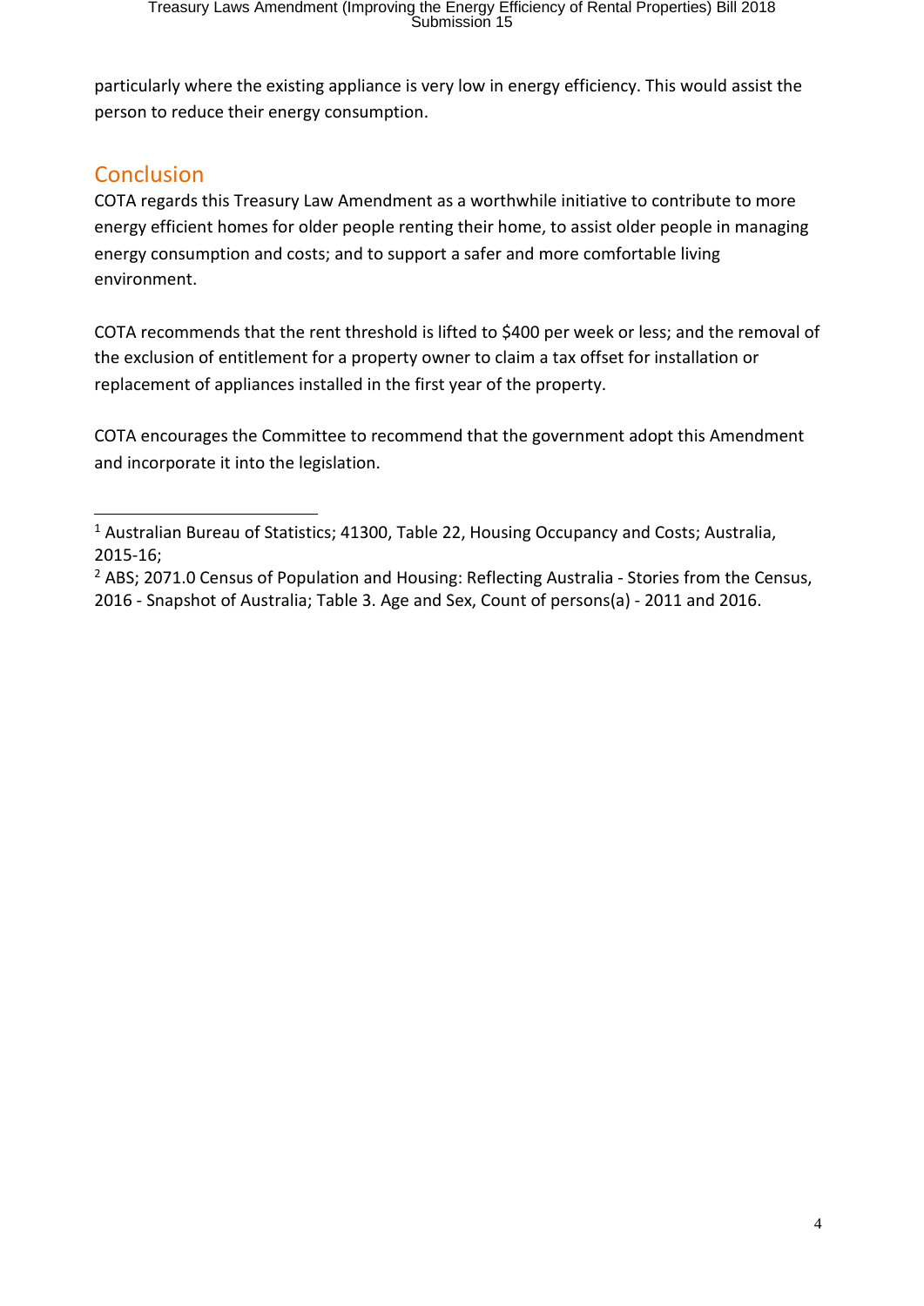particularly where the existing appliance is very low in energy efficiency. This would assist the person to reduce their energy consumption.

## Conclusion

COTA regards this Treasury Law Amendment as a worthwhile initiative to contribute to more energy efficient homes for older people renting their home, to assist older people in managing energy consumption and costs; and to support a safer and more comfortable living environment.

COTA recommends that the rent threshold is lifted to $400 per week or less; and the removal of the exclusion of entitlement for a property owner to claim a tax offset for installation or replacement of appliances installed in the first year of the property.

COTA encourages the Committee to recommend that the government adopt this Amendment and incorporate it into the legislation.

---

[1] Australian Bureau of Statistics; 41300, Table 22, Housing Occupancy and Costs; Australia, 2015-16;

[2] ABS; 2071.0 Census of Population and Housing: Reflecting Australia - Stories from the Census, 2016 - Snapshot of Australia; Table 3. Age and Sex, Count of persons(a) - 2011 and 2016.